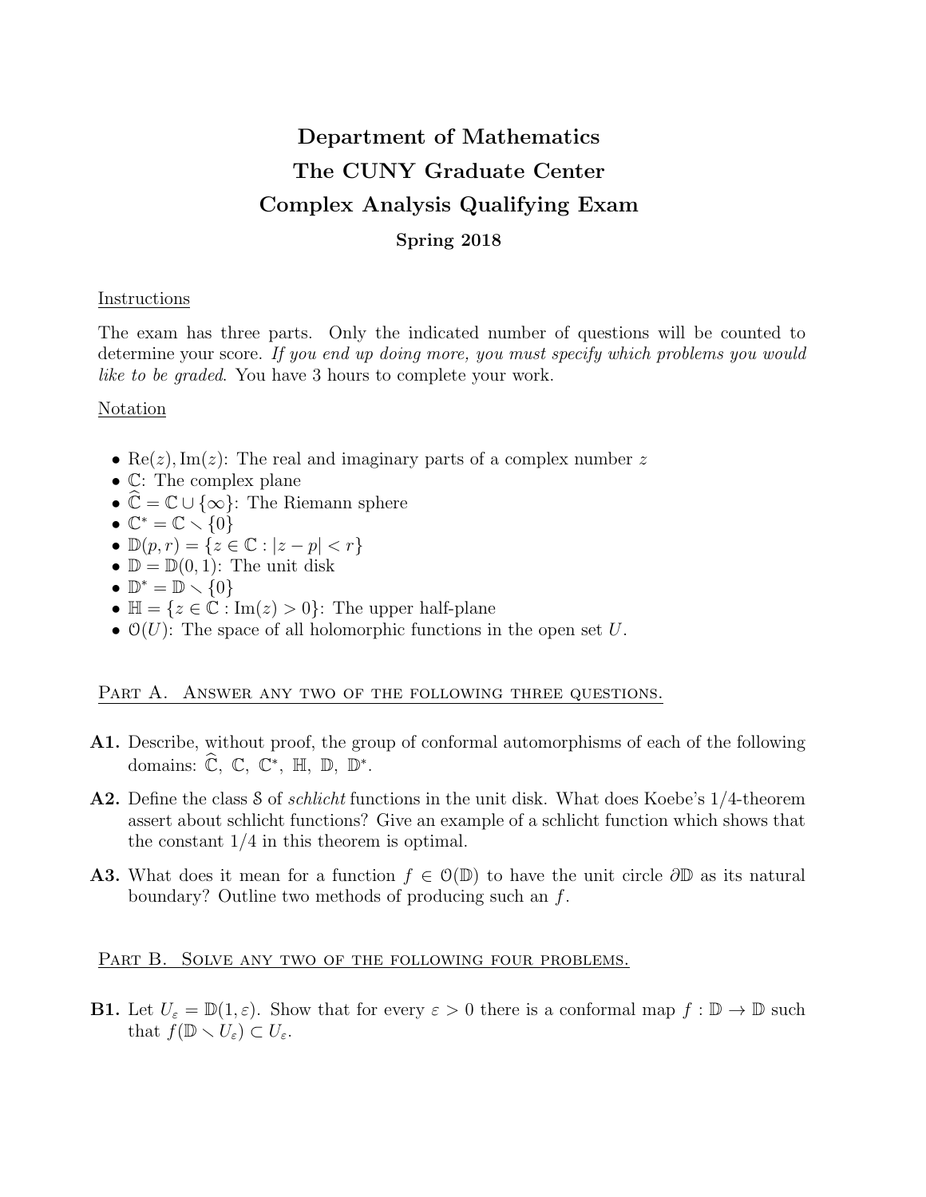# Department of Mathematics
# The CUNY Graduate Center
# Complex Analysis Qualifying Exam

**Spring 2018**

## Instructions

The exam has three parts. Only the indicated number of questions will be counted to determine your score. *If you end up doing more, you must specify which problems you would like to be graded*. You have 3 hours to complete your work.

## Notation

- $\mathrm{Re}(z), \mathrm{Im}(z)$: The real and imaginary parts of a complex number $z$
- $\mathbb{C}$: The complex plane
- $\widehat{\mathbb{C}} = \mathbb{C} \cup \{\infty\}$: The Riemann sphere
- $\mathbb{C}^* = \mathbb{C} \smallsetminus \{0\}$
- $\mathbb{D}(p, r) = \{z \in \mathbb{C} : |z - p| < r\}$
- $\mathbb{D} = \mathbb{D}(0, 1)$: The unit disk
- $\mathbb{D}^* = \mathbb{D} \smallsetminus \{0\}$
- $\mathbb{H} = \{z \in \mathbb{C} : \mathrm{Im}(z) > 0\}$: The upper half-plane
- $\mathcal{O}(U)$: The space of all holomorphic functions in the open set $U$.

## Part A. Answer any two of the following three questions.

**A1.** Describe, without proof, the group of conformal automorphisms of each of the following domains: $\widehat{\mathbb{C}}$, $\mathbb{C}$, $\mathbb{C}^*$, $\mathbb{H}$, $\mathbb{D}$, $\mathbb{D}^*$.

**A2.** Define the class $\mathcal{S}$ of *schlicht* functions in the unit disk. What does Koebe's 1/4-theorem assert about schlicht functions? Give an example of a schlicht function which shows that the constant 1/4 in this theorem is optimal.

**A3.** What does it mean for a function $f \in \mathcal{O}(\mathbb{D})$ to have the unit circle $\partial\mathbb{D}$ as its natural boundary? Outline two methods of producing such an $f$.

## Part B. Solve any two of the following four problems.

**B1.** Let $U_\varepsilon = \mathbb{D}(1, \varepsilon)$. Show that for every $\varepsilon > 0$ there is a conformal map $f : \mathbb{D} \to \mathbb{D}$ such that $f(\mathbb{D} \smallsetminus U_\varepsilon) \subset U_\varepsilon$.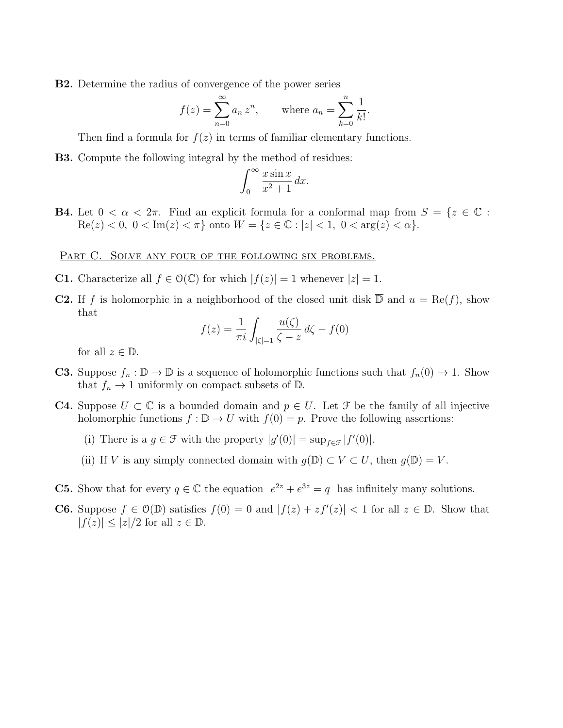**B2.** Determine the radius of convergence of the power series

$$f(z) = \sum_{n=0}^{\infty} a_n z^n, \qquad \text{where } a_n = \sum_{k=0}^{n} \frac{1}{k!}.$$

Then find a formula for $f(z)$ in terms of familiar elementary functions.

**B3.** Compute the following integral by the method of residues:

$$\int_0^\infty \frac{x \sin x}{x^2 + 1}\, dx.$$

**B4.** Let $0 < \alpha < 2\pi$. Find an explicit formula for a conformal map from $S = \{z \in \mathbb{C} : \operatorname{Re}(z) < 0,\ 0 < \operatorname{Im}(z) < \pi\}$ onto $W = \{z \in \mathbb{C} : |z| < 1,\ 0 < \arg(z) < \alpha\}$.

## Part C. Solve any four of the following six problems.

**C1.** Characterize all $f \in \mathcal{O}(\mathbb{C})$ for which $|f(z)| = 1$ whenever $|z| = 1$.

**C2.** If $f$ is holomorphic in a neighborhood of the closed unit disk $\overline{\mathbb{D}}$ and $u = \operatorname{Re}(f)$, show that

$$f(z) = \frac{1}{\pi i} \int_{|\zeta|=1} \frac{u(\zeta)}{\zeta - z}\, d\zeta - \overline{f(0)}$$

for all $z \in \mathbb{D}$.

**C3.** Suppose $f_n : \mathbb{D} \to \mathbb{D}$ is a sequence of holomorphic functions such that $f_n(0) \to 1$. Show that $f_n \to 1$ uniformly on compact subsets of $\mathbb{D}$.

**C4.** Suppose $U \subset \mathbb{C}$ is a bounded domain and $p \in U$. Let $\mathcal{F}$ be the family of all injective holomorphic functions $f : \mathbb{D} \to U$ with $f(0) = p$. Prove the following assertions:

(i) There is a $g \in \mathcal{F}$ with the property $|g'(0)| = \sup_{f \in \mathcal{F}} |f'(0)|$.

(ii) If $V$ is any simply connected domain with $g(\mathbb{D}) \subset V \subset U$, then $g(\mathbb{D}) = V$.

**C5.** Show that for every $q \in \mathbb{C}$ the equation $e^{2z} + e^{3z} = q$ has infinitely many solutions.

**C6.** Suppose $f \in \mathcal{O}(\mathbb{D})$ satisfies $f(0) = 0$ and $|f(z) + zf'(z)| < 1$ for all $z \in \mathbb{D}$. Show that $|f(z)| \leq |z|/2$ for all $z \in \mathbb{D}$.